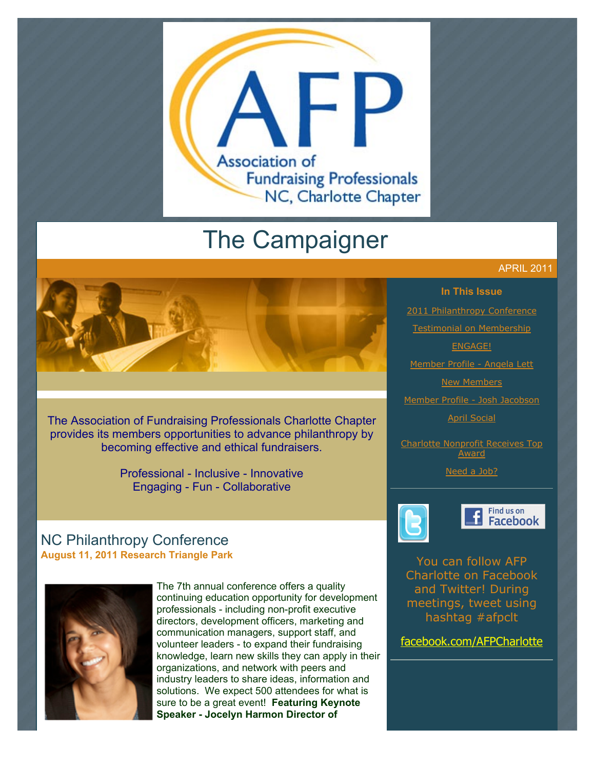Association of Fundraising Professionals NC, Charlotte Chapter

# The Campaigner

APRIL 2011

The Association of Fundraising Professionals Charlotte Chapter provides its members opportunities to advance philanthropy by becoming effective and ethical fundraisers.

Professional - Inclusive - Innovative
Engaging - Fun - Collaborative

**In This Issue**

- 2011 Philanthropy Conference
- Testimonial on Membership
- ENGAGE!
- Member Profile - Angela Lett
- New Members
- Member Profile - Josh Jacobson
- April Social
- Charlotte Nonprofit Receives Top Award
- Need a Job?

Find us on Facebook

You can follow AFP Charlotte on Facebook and Twitter! During meetings, tweet using hashtag #afpclt

facebook.com/AFPCharlotte

## NC Philanthropy Conference

**August 11, 2011 Research Triangle Park**

The 7th annual conference offers a quality continuing education opportunity for development professionals - including non-profit executive directors, development officers, marketing and communication managers, support staff, and volunteer leaders - to expand their fundraising knowledge, learn new skills they can apply in their organizations, and network with peers and industry leaders to share ideas, information and solutions. We expect 500 attendees for what is sure to be a great event! **Featuring Keynote Speaker - Jocelyn Harmon Director of**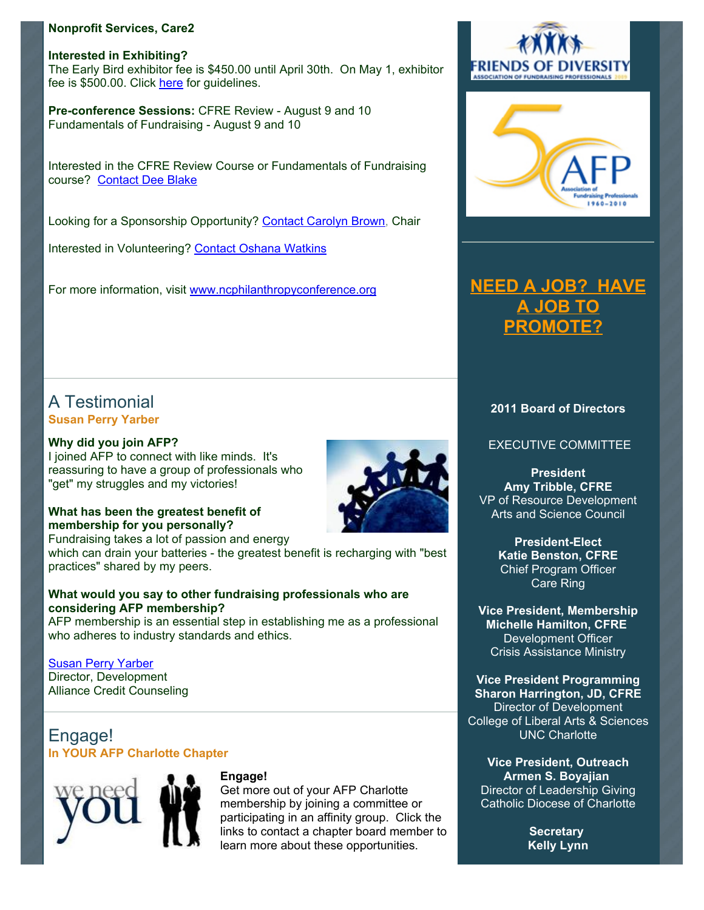**Nonprofit Services, Care2**

**Interested in Exhibiting?**
The Early Bird exhibitor fee is $450.00 until April 30th. On May 1, exhibitor fee is $500.00. Click here for guidelines.

**Pre-conference Sessions:** CFRE Review - August 9 and 10
Fundamentals of Fundraising - August 9 and 10

Interested in the CFRE Review Course or Fundamentals of Fundraising course? Contact Dee Blake

Looking for a Sponsorship Opportunity? Contact Carolyn Brown, Chair

Interested in Volunteering? Contact Oshana Watkins

For more information, visit www.ncphilanthropyconference.org

## A Testimonial

**Susan Perry Yarber**

**Why did you join AFP?**
I joined AFP to connect with like minds. It's reassuring to have a group of professionals who "get" my struggles and my victories!

**What has been the greatest benefit of membership for you personally?**
Fundraising takes a lot of passion and energy which can drain your batteries - the greatest benefit is recharging with "best practices" shared by my peers.

**What would you say to other fundraising professionals who are considering AFP membership?**
AFP membership is an essential step in establishing me as a professional who adheres to industry standards and ethics.

Susan Perry Yarber
Director, Development
Alliance Credit Counseling

## Engage!

**In YOUR AFP Charlotte Chapter**

**Engage!**
Get more out of your AFP Charlotte membership by joining a committee or participating in an affinity group. Click the links to contact a chapter board member to learn more about these opportunities.

**NEED A JOB? HAVE A JOB TO PROMOTE?**

**2011 Board of Directors**

EXECUTIVE COMMITTEE

**President**
**Amy Tribble, CFRE**
VP of Resource Development
Arts and Science Council

**President-Elect**
**Katie Benston, CFRE**
Chief Program Officer
Care Ring

**Vice President, Membership**
**Michelle Hamilton, CFRE**
Development Officer
Crisis Assistance Ministry

**Vice President Programming**
**Sharon Harrington, JD, CFRE**
Director of Development
College of Liberal Arts & Sciences
UNC Charlotte

**Vice President, Outreach**
**Armen S. Boyajian**
Director of Leadership Giving
Catholic Diocese of Charlotte

**Secretary**
**Kelly Lynn**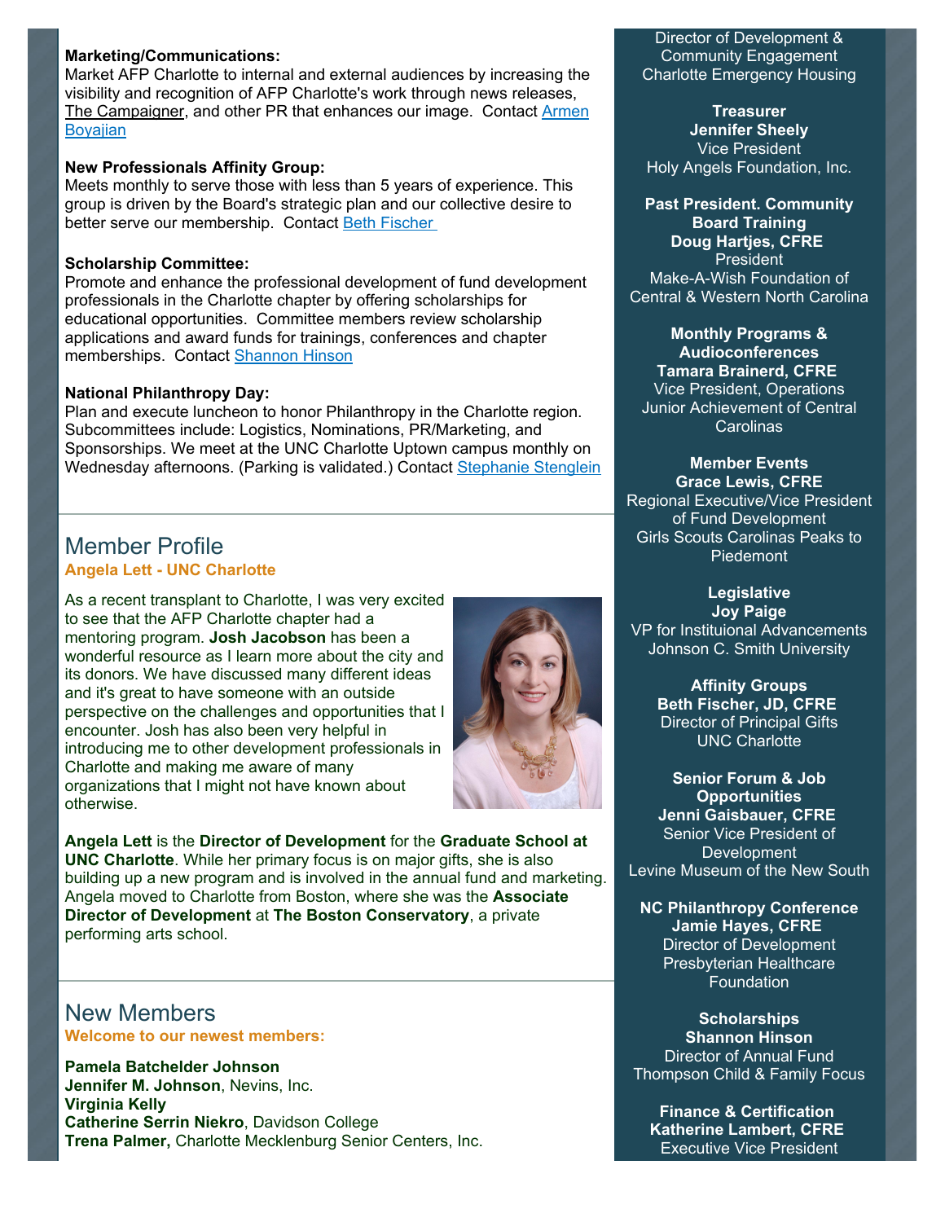**Marketing/Communications:**
Market AFP Charlotte to internal and external audiences by increasing the visibility and recognition of AFP Charlotte's work through news releases, The Campaigner, and other PR that enhances our image. Contact Armen Boyajian

**New Professionals Affinity Group:**
Meets monthly to serve those with less than 5 years of experience. This group is driven by the Board's strategic plan and our collective desire to better serve our membership. Contact Beth Fischer

**Scholarship Committee:**
Promote and enhance the professional development of fund development professionals in the Charlotte chapter by offering scholarships for educational opportunities. Committee members review scholarship applications and award funds for trainings, conferences and chapter memberships. Contact Shannon Hinson

**National Philanthropy Day:**
Plan and execute luncheon to honor Philanthropy in the Charlotte region. Subcommittees include: Logistics, Nominations, PR/Marketing, and Sponsorships. We meet at the UNC Charlotte Uptown campus monthly on Wednesday afternoons. (Parking is validated.) Contact Stephanie Stenglein

## Member Profile

**Angela Lett - UNC Charlotte**

As a recent transplant to Charlotte, I was very excited to see that the AFP Charlotte chapter had a mentoring program. **Josh Jacobson** has been a wonderful resource as I learn more about the city and its donors. We have discussed many different ideas and it's great to have someone with an outside perspective on the challenges and opportunities that I encounter. Josh has also been very helpful in introducing me to other development professionals in Charlotte and making me aware of many organizations that I might not have known about otherwise.

**Angela Lett** is the **Director of Development** for the **Graduate School at UNC Charlotte**. While her primary focus is on major gifts, she is also building up a new program and is involved in the annual fund and marketing. Angela moved to Charlotte from Boston, where she was the **Associate Director of Development** at **The Boston Conservatory**, a private performing arts school.

## New Members

**Welcome to our newest members:**

**Pamela Batchelder Johnson**
**Jennifer M. Johnson**, Nevins, Inc.
**Virginia Kelly**
**Catherine Serrin Niekro**, Davidson College
**Trena Palmer,** Charlotte Mecklenburg Senior Centers, Inc.

Director of Development & Community Engagement
Charlotte Emergency Housing

**Treasurer**
**Jennifer Sheely**
Vice President
Holy Angels Foundation, Inc.

**Past President. Community Board Training**
**Doug Hartjes, CFRE**
President
Make-A-Wish Foundation of Central & Western North Carolina

**Monthly Programs & Audioconferences**
**Tamara Brainerd, CFRE**
Vice President, Operations
Junior Achievement of Central Carolinas

**Member Events**
**Grace Lewis, CFRE**
Regional Executive/Vice President of Fund Development
Girls Scouts Carolinas Peaks to Piedemont

**Legislative**
**Joy Paige**
VP for Instituional Advancements
Johnson C. Smith University

**Affinity Groups**
**Beth Fischer, JD, CFRE**
Director of Principal Gifts
UNC Charlotte

**Senior Forum & Job Opportunities**
**Jenni Gaisbauer, CFRE**
Senior Vice President of Development
Levine Museum of the New South

**NC Philanthropy Conference**
**Jamie Hayes, CFRE**
Director of Development
Presbyterian Healthcare Foundation

**Scholarships**
**Shannon Hinson**
Director of Annual Fund
Thompson Child & Family Focus

**Finance & Certification**
**Katherine Lambert, CFRE**
Executive Vice President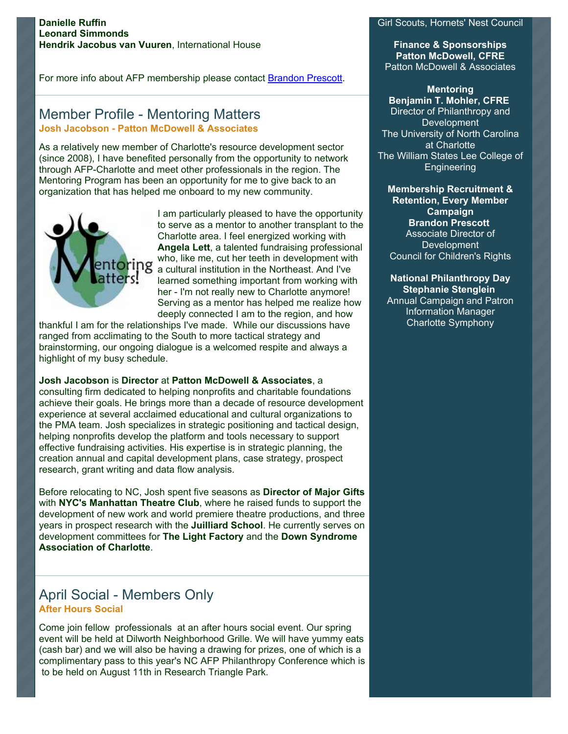**Danielle Ruffin**
**Leonard Simmonds**
**Hendrik Jacobus van Vuuren**, International House

For more info about AFP membership please contact Brandon Prescott.

## Member Profile - Mentoring Matters

**Josh Jacobson - Patton McDowell & Associates**

As a relatively new member of Charlotte's resource development sector (since 2008), I have benefited personally from the opportunity to network through AFP-Charlotte and meet other professionals in the region. The Mentoring Program has been an opportunity for me to give back to an organization that has helped me onboard to my new community.

I am particularly pleased to have the opportunity to serve as a mentor to another transplant to the Charlotte area. I feel energized working with **Angela Lett**, a talented fundraising professional who, like me, cut her teeth in development with a cultural institution in the Northeast. And I've learned something important from working with her - I'm not really new to Charlotte anymore! Serving as a mentor has helped me realize how deeply connected I am to the region, and how thankful I am for the relationships I've made. While our discussions have ranged from acclimating to the South to more tactical strategy and brainstorming, our ongoing dialogue is a welcomed respite and always a highlight of my busy schedule.

**Josh Jacobson** is **Director** at **Patton McDowell & Associates**, a consulting firm dedicated to helping nonprofits and charitable foundations achieve their goals. He brings more than a decade of resource development experience at several acclaimed educational and cultural organizations to the PMA team. Josh specializes in strategic positioning and tactical design, helping nonprofits develop the platform and tools necessary to support effective fundraising activities. His expertise is in strategic planning, the creation annual and capital development plans, case strategy, prospect research, grant writing and data flow analysis.

Before relocating to NC, Josh spent five seasons as **Director of Major Gifts** with **NYC's Manhattan Theatre Club**, where he raised funds to support the development of new work and world premiere theatre productions, and three years in prospect research with the **Juilliard School**. He currently serves on development committees for **The Light Factory** and the **Down Syndrome Association of Charlotte**.

## April Social - Members Only

**After Hours Social**

Come join fellow professionals at an after hours social event. Our spring event will be held at Dilworth Neighborhood Grille. We will have yummy eats (cash bar) and we will also be having a drawing for prizes, one of which is a complimentary pass to this year's NC AFP Philanthropy Conference which is to be held on August 11th in Research Triangle Park.

Girl Scouts, Hornets' Nest Council

**Finance & Sponsorships**
**Patton McDowell, CFRE**
Patton McDowell & Associates

**Mentoring**
**Benjamin T. Mohler, CFRE**
Director of Philanthropy and Development
The University of North Carolina at Charlotte
The William States Lee College of Engineering

**Membership Recruitment & Retention, Every Member Campaign**
**Brandon Prescott**
Associate Director of Development
Council for Children's Rights

**National Philanthropy Day**
**Stephanie Stenglein**
Annual Campaign and Patron Information Manager
Charlotte Symphony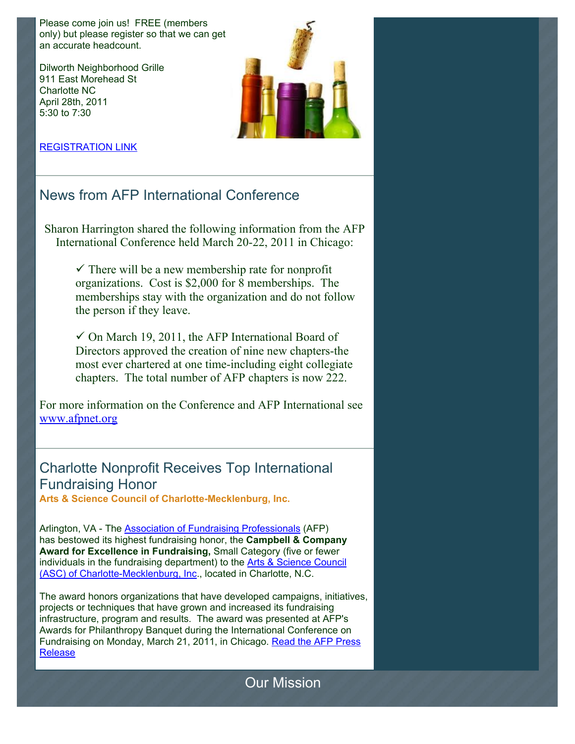Please come join us! FREE (members only) but please register so that we can get an accurate headcount.

Dilworth Neighborhood Grille
911 East Morehead St
Charlotte NC
April 28th, 2011
5:30 to 7:30

REGISTRATION LINK

## News from AFP International Conference

Sharon Harrington shared the following information from the AFP International Conference held March 20-22, 2011 in Chicago:

✓ There will be a new membership rate for nonprofit organizations. Cost is $2,000 for 8 memberships. The memberships stay with the organization and do not follow the person if they leave.

✓ On March 19, 2011, the AFP International Board of Directors approved the creation of nine new chapters-the most ever chartered at one time-including eight collegiate chapters. The total number of AFP chapters is now 222.

For more information on the Conference and AFP International see www.afpnet.org

## Charlotte Nonprofit Receives Top International Fundraising Honor

**Arts & Science Council of Charlotte-Mecklenburg, Inc.**

Arlington, VA - The Association of Fundraising Professionals (AFP) has bestowed its highest fundraising honor, the **Campbell & Company Award for Excellence in Fundraising,** Small Category (five or fewer individuals in the fundraising department) to the Arts & Science Council (ASC) of Charlotte-Mecklenburg, Inc., located in Charlotte, N.C.

The award honors organizations that have developed campaigns, initiatives, projects or techniques that have grown and increased its fundraising infrastructure, program and results. The award was presented at AFP's Awards for Philanthropy Banquet during the International Conference on Fundraising on Monday, March 21, 2011, in Chicago. Read the AFP Press Release

## Our Mission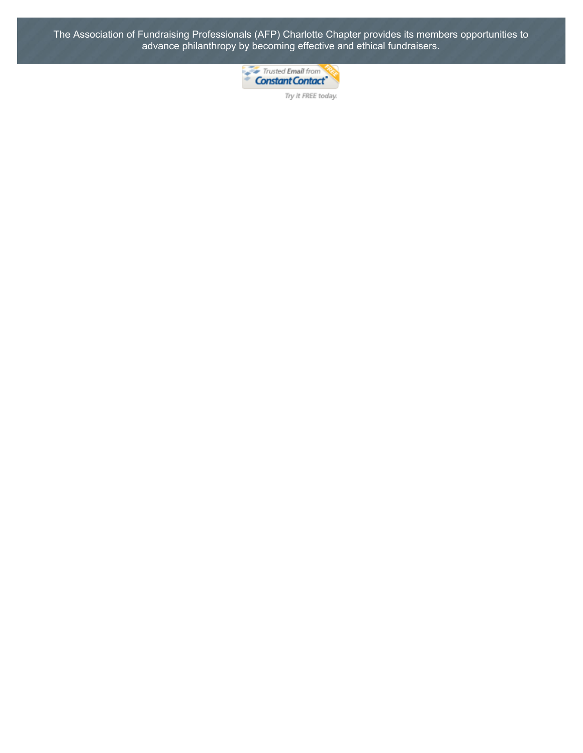The Association of Fundraising Professionals (AFP) Charlotte Chapter provides its members opportunities to advance philanthropy by becoming effective and ethical fundraisers.

Trusted Email from Constant Contact

Try it FREE today.